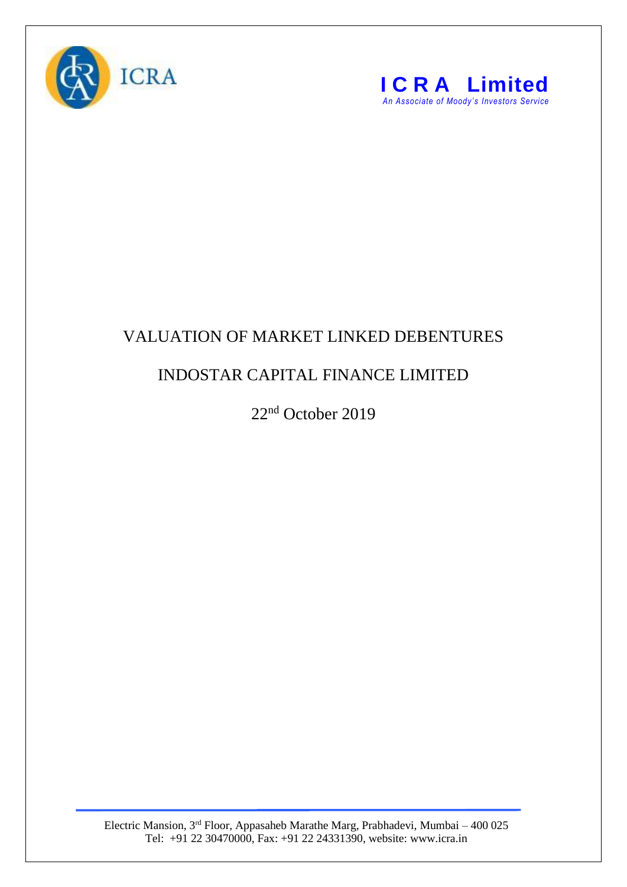ICRA

**ICRA Limited**

*An Associate of Moody's Investors Service*

# VALUATION OF MARKET LINKED DEBENTURES

## INDOSTAR CAPITAL FINANCE LIMITED

22nd October 2019

Electric Mansion, 3rd Floor, Appasaheb Marathe Marg, Prabhadevi, Mumbai – 400 025
Tel: +91 22 30470000, Fax: +91 22 24331390, website: www.icra.in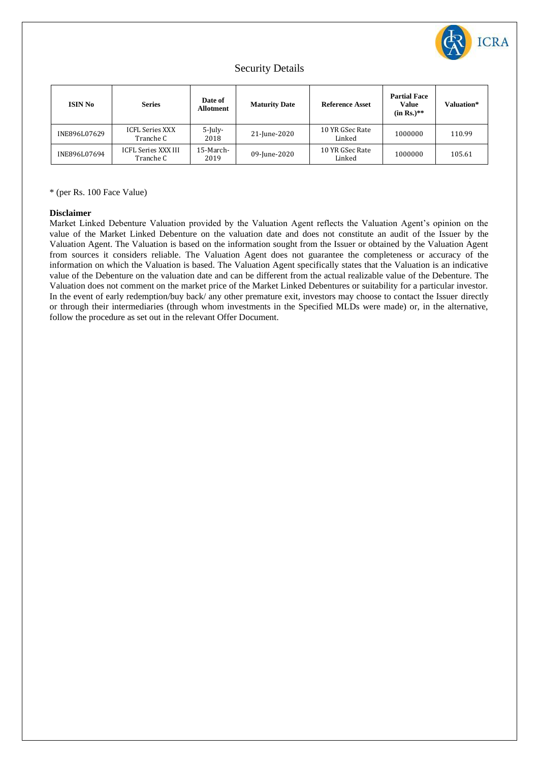## Security Details

| ISIN No | Series | Date of Allotment | Maturity Date | Reference Asset | Partial Face Value (in Rs.)** | Valuation* |
|---|---|---|---|---|---|---|
| INE896L07629 | ICFL Series XXX Tranche C | 5-July-2018 | 21-June-2020 | 10 YR GSec Rate Linked | 1000000 | 110.99 |
| INE896L07694 | ICFL Series XXX III Tranche C | 15-March-2019 | 09-June-2020 | 10 YR GSec Rate Linked | 1000000 | 105.61 |

* (per Rs. 100 Face Value)

**Disclaimer**

Market Linked Debenture Valuation provided by the Valuation Agent reflects the Valuation Agent's opinion on the value of the Market Linked Debenture on the valuation date and does not constitute an audit of the Issuer by the Valuation Agent. The Valuation is based on the information sought from the Issuer or obtained by the Valuation Agent from sources it considers reliable. The Valuation Agent does not guarantee the completeness or accuracy of the information on which the Valuation is based. The Valuation Agent specifically states that the Valuation is an indicative value of the Debenture on the valuation date and can be different from the actual realizable value of the Debenture. The Valuation does not comment on the market price of the Market Linked Debentures or suitability for a particular investor. In the event of early redemption/buy back/ any other premature exit, investors may choose to contact the Issuer directly or through their intermediaries (through whom investments in the Specified MLDs were made) or, in the alternative, follow the procedure as set out in the relevant Offer Document.